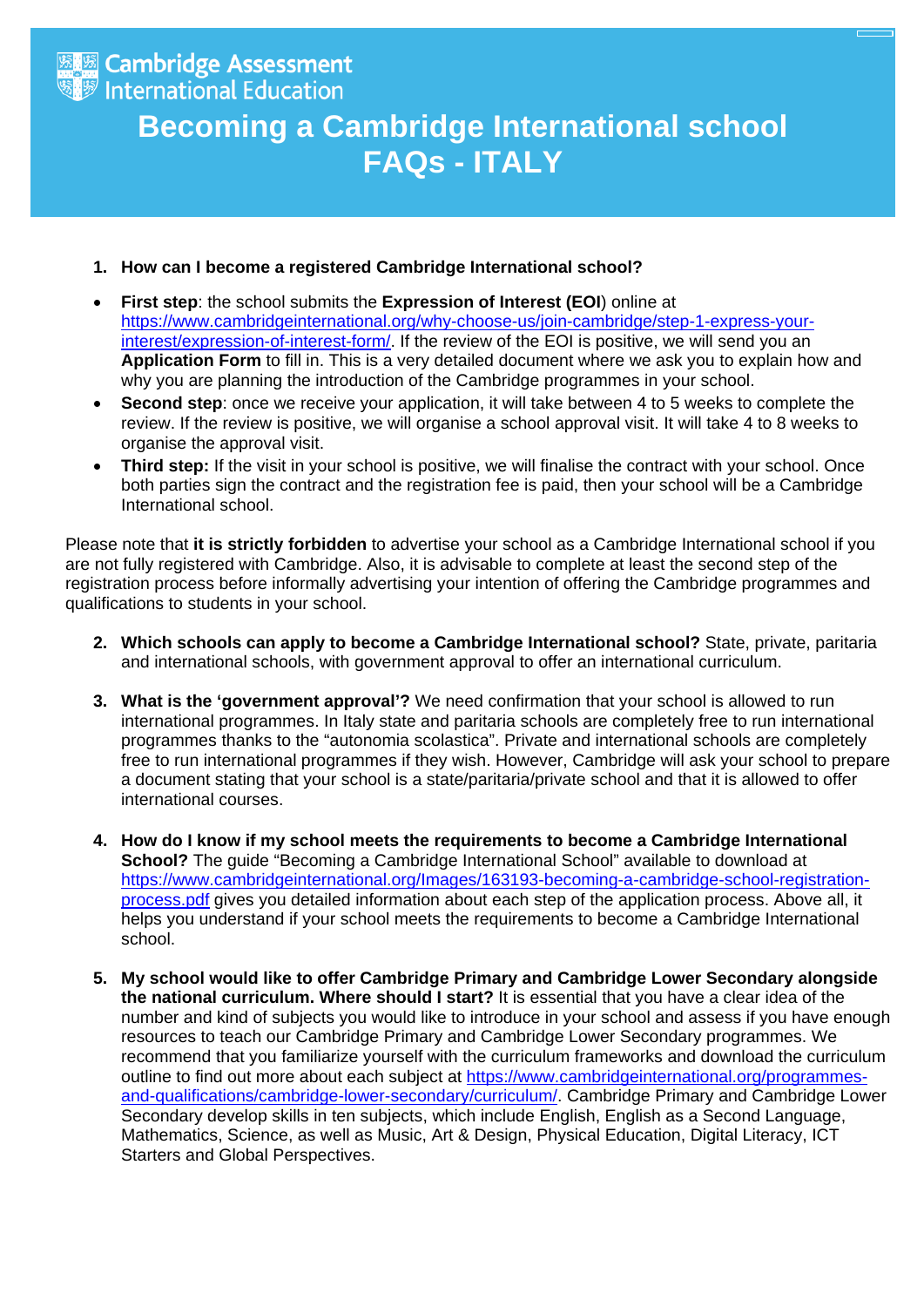Cambridge Assessment International Education

# Becoming a Cambridge International school FAQs - ITALY

1. **How can I become a registered Cambridge International school?**

- **First step**: the school submits the **Expression of Interest (EOI**) online at https://www.cambridgeinternational.org/why-choose-us/join-cambridge/step-1-express-your-interest/expression-of-interest-form/. If the review of the EOI is positive, we will send you an **Application Form** to fill in. This is a very detailed document where we ask you to explain how and why you are planning the introduction of the Cambridge programmes in your school.
- **Second step**: once we receive your application, it will take between 4 to 5 weeks to complete the review. If the review is positive, we will organise a school approval visit. It will take 4 to 8 weeks to organise the approval visit.
- **Third step:** If the visit in your school is positive, we will finalise the contract with your school. Once both parties sign the contract and the registration fee is paid, then your school will be a Cambridge International school.

Please note that **it is strictly forbidden** to advertise your school as a Cambridge International school if you are not fully registered with Cambridge. Also, it is advisable to complete at least the second step of the registration process before informally advertising your intention of offering the Cambridge programmes and qualifications to students in your school.

2. **Which schools can apply to become a Cambridge International school?** State, private, paritaria and international schools, with government approval to offer an international curriculum.

3. **What is the 'government approval'?** We need confirmation that your school is allowed to run international programmes. In Italy state and paritaria schools are completely free to run international programmes thanks to the "autonomia scolastica". Private and international schools are completely free to run international programmes if they wish. However, Cambridge will ask your school to prepare a document stating that your school is a state/paritaria/private school and that it is allowed to offer international courses.

4. **How do I know if my school meets the requirements to become a Cambridge International School?** The guide "Becoming a Cambridge International School" available to download at https://www.cambridgeinternational.org/Images/163193-becoming-a-cambridge-school-registration-process.pdf gives you detailed information about each step of the application process. Above all, it helps you understand if your school meets the requirements to become a Cambridge International school.

5. **My school would like to offer Cambridge Primary and Cambridge Lower Secondary alongside the national curriculum. Where should I start?** It is essential that you have a clear idea of the number and kind of subjects you would like to introduce in your school and assess if you have enough resources to teach our Cambridge Primary and Cambridge Lower Secondary programmes. We recommend that you familiarize yourself with the curriculum frameworks and download the curriculum outline to find out more about each subject at https://www.cambridgeinternational.org/programmes-and-qualifications/cambridge-lower-secondary/curriculum/. Cambridge Primary and Cambridge Lower Secondary develop skills in ten subjects, which include English, English as a Second Language, Mathematics, Science, as well as Music, Art & Design, Physical Education, Digital Literacy, ICT Starters and Global Perspectives.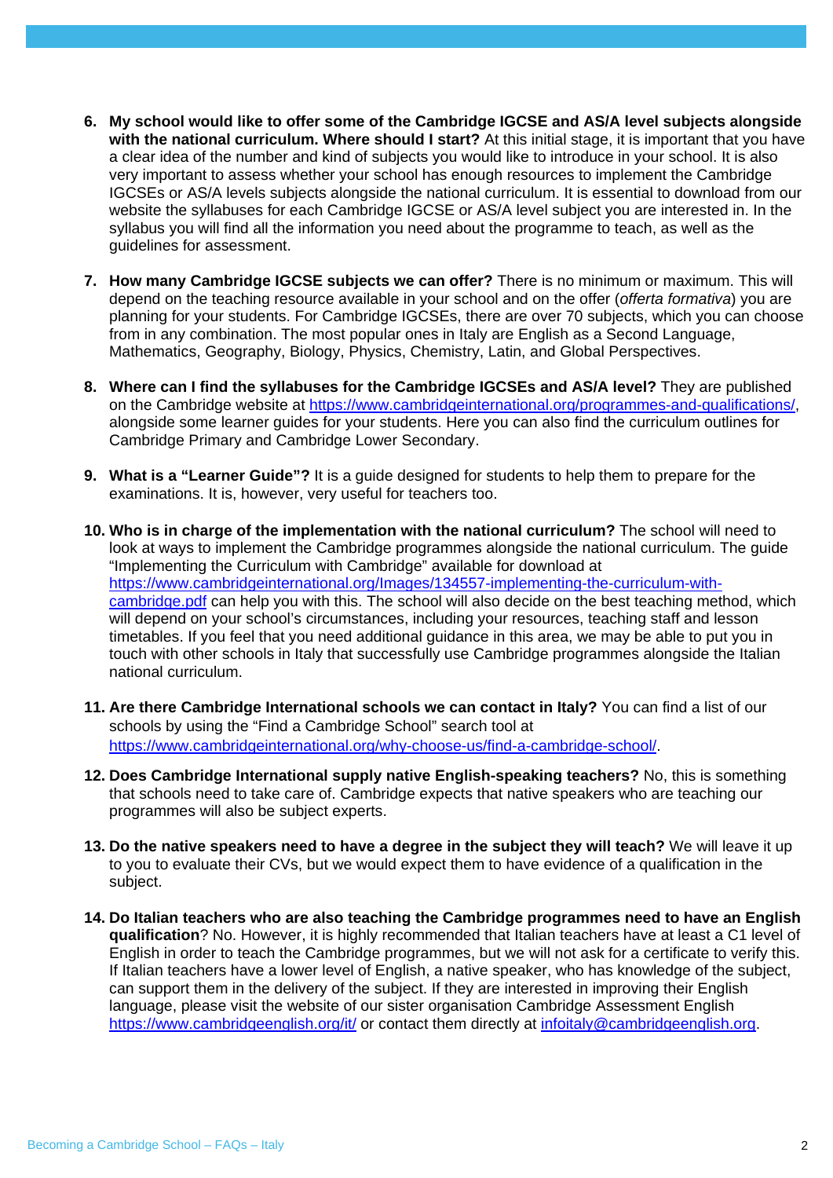6. **My school would like to offer some of the Cambridge IGCSE and AS/A level subjects alongside with the national curriculum. Where should I start?** At this initial stage, it is important that you have a clear idea of the number and kind of subjects you would like to introduce in your school. It is also very important to assess whether your school has enough resources to implement the Cambridge IGCSEs or AS/A levels subjects alongside the national curriculum. It is essential to download from our website the syllabuses for each Cambridge IGCSE or AS/A level subject you are interested in. In the syllabus you will find all the information you need about the programme to teach, as well as the guidelines for assessment.

7. **How many Cambridge IGCSE subjects we can offer?** There is no minimum or maximum. This will depend on the teaching resource available in your school and on the offer (*offerta formativa*) you are planning for your students. For Cambridge IGCSEs, there are over 70 subjects, which you can choose from in any combination. The most popular ones in Italy are English as a Second Language, Mathematics, Geography, Biology, Physics, Chemistry, Latin, and Global Perspectives.

8. **Where can I find the syllabuses for the Cambridge IGCSEs and AS/A level?** They are published on the Cambridge website at https://www.cambridgeinternational.org/programmes-and-qualifications/, alongside some learner guides for your students. Here you can also find the curriculum outlines for Cambridge Primary and Cambridge Lower Secondary.

9. **What is a "Learner Guide"?** It is a guide designed for students to help them to prepare for the examinations. It is, however, very useful for teachers too.

10. **Who is in charge of the implementation with the national curriculum?** The school will need to look at ways to implement the Cambridge programmes alongside the national curriculum. The guide "Implementing the Curriculum with Cambridge" available for download at https://www.cambridgeinternational.org/Images/134557-implementing-the-curriculum-with-cambridge.pdf can help you with this. The school will also decide on the best teaching method, which will depend on your school's circumstances, including your resources, teaching staff and lesson timetables. If you feel that you need additional guidance in this area, we may be able to put you in touch with other schools in Italy that successfully use Cambridge programmes alongside the Italian national curriculum.

11. **Are there Cambridge International schools we can contact in Italy?** You can find a list of our schools by using the "Find a Cambridge School" search tool at https://www.cambridgeinternational.org/why-choose-us/find-a-cambridge-school/.

12. **Does Cambridge International supply native English-speaking teachers?** No, this is something that schools need to take care of. Cambridge expects that native speakers who are teaching our programmes will also be subject experts.

13. **Do the native speakers need to have a degree in the subject they will teach?** We will leave it up to you to evaluate their CVs, but we would expect them to have evidence of a qualification in the subject.

14. **Do Italian teachers who are also teaching the Cambridge programmes need to have an English qualification**? No. However, it is highly recommended that Italian teachers have at least a C1 level of English in order to teach the Cambridge programmes, but we will not ask for a certificate to verify this. If Italian teachers have a lower level of English, a native speaker, who has knowledge of the subject, can support them in the delivery of the subject. If they are interested in improving their English language, please visit the website of our sister organisation Cambridge Assessment English https://www.cambridgeenglish.org/it/ or contact them directly at infoitaly@cambridgeenglish.org.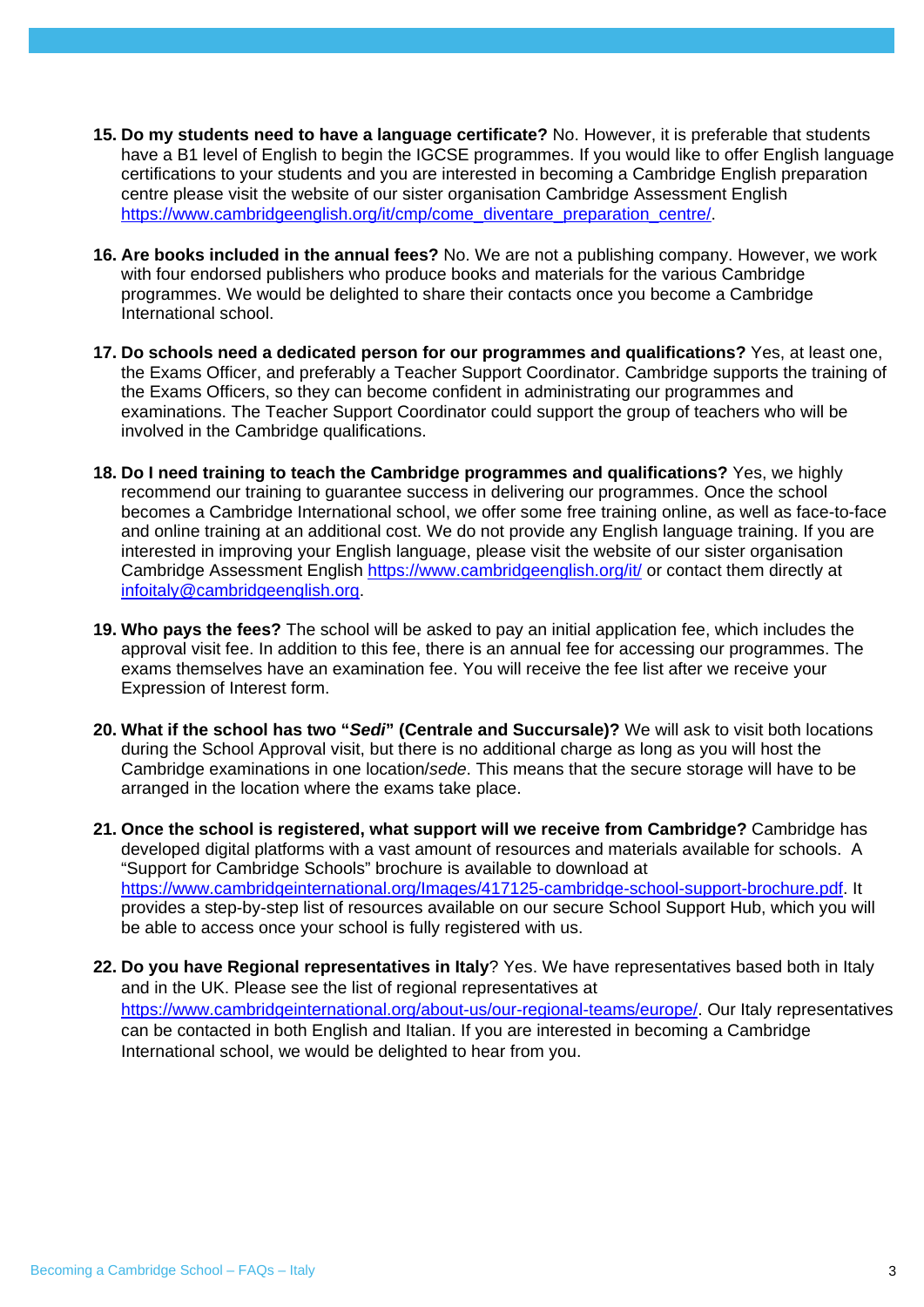15. **Do my students need to have a language certificate?** No. However, it is preferable that students have a B1 level of English to begin the IGCSE programmes. If you would like to offer English language certifications to your students and you are interested in becoming a Cambridge English preparation centre please visit the website of our sister organisation Cambridge Assessment English https://www.cambridgeenglish.org/it/cmp/come_diventare_preparation_centre/.

16. **Are books included in the annual fees?** No. We are not a publishing company. However, we work with four endorsed publishers who produce books and materials for the various Cambridge programmes. We would be delighted to share their contacts once you become a Cambridge International school.

17. **Do schools need a dedicated person for our programmes and qualifications?** Yes, at least one, the Exams Officer, and preferably a Teacher Support Coordinator. Cambridge supports the training of the Exams Officers, so they can become confident in administrating our programmes and examinations. The Teacher Support Coordinator could support the group of teachers who will be involved in the Cambridge qualifications.

18. **Do I need training to teach the Cambridge programmes and qualifications?** Yes, we highly recommend our training to guarantee success in delivering our programmes. Once the school becomes a Cambridge International school, we offer some free training online, as well as face-to-face and online training at an additional cost. We do not provide any English language training. If you are interested in improving your English language, please visit the website of our sister organisation Cambridge Assessment English https://www.cambridgeenglish.org/it/ or contact them directly at infoitaly@cambridgeenglish.org.

19. **Who pays the fees?** The school will be asked to pay an initial application fee, which includes the approval visit fee. In addition to this fee, there is an annual fee for accessing our programmes. The exams themselves have an examination fee. You will receive the fee list after we receive your Expression of Interest form.

20. **What if the school has two "*Sedi*" (Centrale and Succursale)?** We will ask to visit both locations during the School Approval visit, but there is no additional charge as long as you will host the Cambridge examinations in one location/*sede*. This means that the secure storage will have to be arranged in the location where the exams take place.

21. **Once the school is registered, what support will we receive from Cambridge?** Cambridge has developed digital platforms with a vast amount of resources and materials available for schools. A "Support for Cambridge Schools" brochure is available to download at https://www.cambridgeinternational.org/Images/417125-cambridge-school-support-brochure.pdf. It provides a step-by-step list of resources available on our secure School Support Hub, which you will be able to access once your school is fully registered with us.

22. **Do you have Regional representatives in Italy**? Yes. We have representatives based both in Italy and in the UK. Please see the list of regional representatives at https://www.cambridgeinternational.org/about-us/our-regional-teams/europe/. Our Italy representatives can be contacted in both English and Italian. If you are interested in becoming a Cambridge International school, we would be delighted to hear from you.